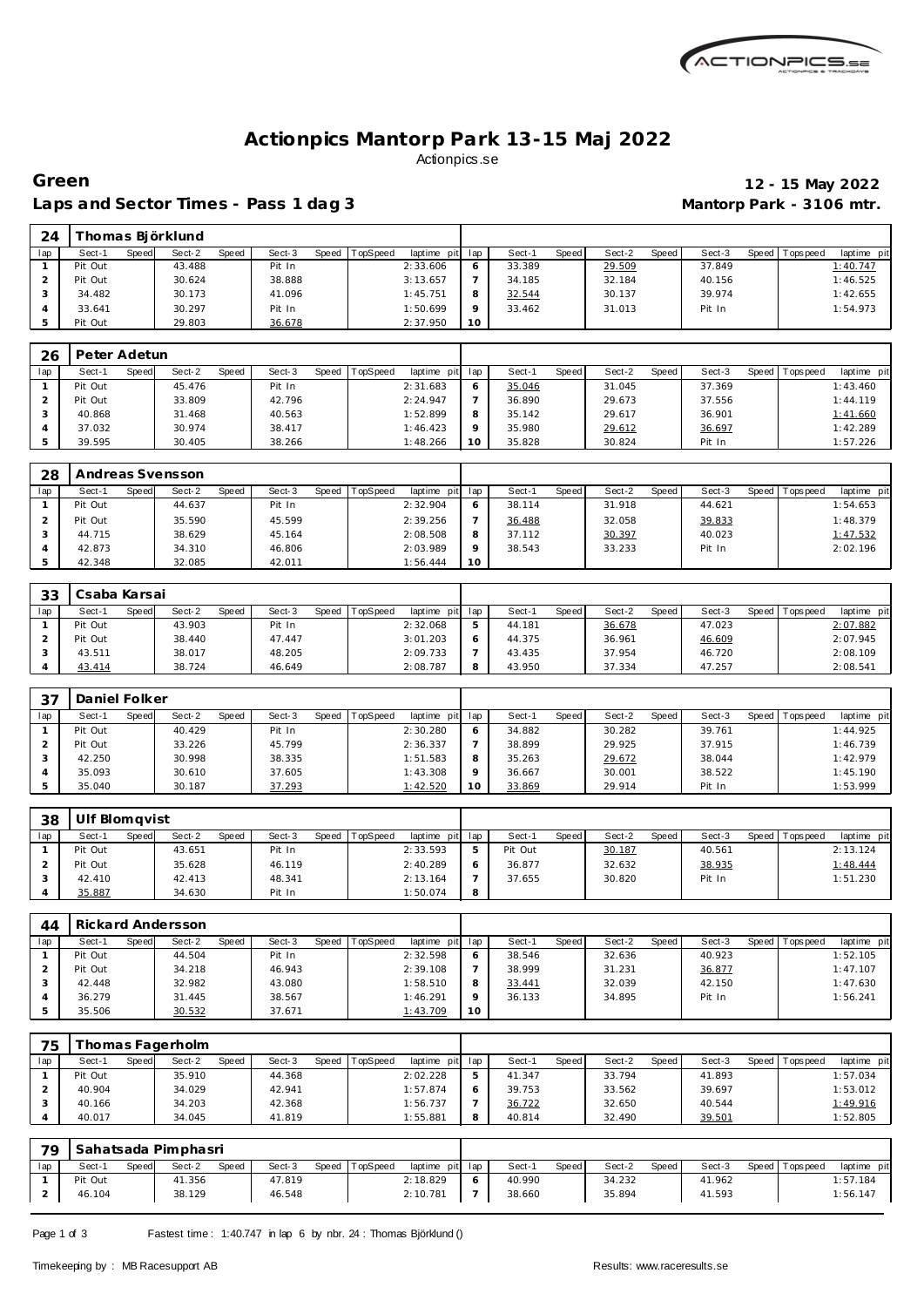# Actionpics Mantorp Park 13-15 Maj 2022

Actionpics.se

**Green** — **12 - 15 May 2022**

**Laps and Sector Times - Pass 1 dag 3** — **Mantorp Park - 3106 mtr.**

| 24 | Thomas Björklund | | | | | | | | | | | | | | | | |
|---|---|---|---|---|---|---|---|---|---|---|---|---|---|---|---|---|---|
| lap | Sect-1 | Speed | Sect-2 | Speed | Sect-3 | Speed | TopSpeed | laptime pit | lap | Sect-1 | Speed | Sect-2 | Speed | Sect-3 | Speed | Topspeed | laptime pit |
| 1 | Pit Out | | 43.488 | | Pit In | | | 2:33.606 | 6 | 33.389 | | 29.509 | | 37.849 | | | 1:40.747 |
| 2 | Pit Out | | 30.624 | | 38.888 | | | 3:13.657 | 7 | 34.185 | | 32.184 | | 40.156 | | | 1:46.525 |
| 3 | 34.482 | | 30.173 | | 41.096 | | | 1:45.751 | 8 | 32.544 | | 30.137 | | 39.974 | | | 1:42.655 |
| 4 | 33.641 | | 30.297 | | Pit In | | | 1:50.699 | 9 | 33.462 | | 31.013 | | Pit In | | | 1:54.973 |
| 5 | Pit Out | | 29.803 | | 36.678 | | | 2:37.950 | 10 | | | | | | | | |

| 26 | Peter Adetun | | | | | | | | | | | | | | | | |
|---|---|---|---|---|---|---|---|---|---|---|---|---|---|---|---|---|---|
| lap | Sect-1 | Speed | Sect-2 | Speed | Sect-3 | Speed | TopSpeed | laptime pit | lap | Sect-1 | Speed | Sect-2 | Speed | Sect-3 | Speed | Topspeed | laptime pit |
| 1 | Pit Out | | 45.476 | | Pit In | | | 2:31.683 | 6 | 35.046 | | 31.045 | | 37.369 | | | 1:43.460 |
| 2 | Pit Out | | 33.809 | | 42.796 | | | 2:24.947 | 7 | 36.890 | | 29.673 | | 37.556 | | | 1:44.119 |
| 3 | 40.868 | | 31.468 | | 40.563 | | | 1:52.899 | 8 | 35.142 | | 29.617 | | 36.901 | | | 1:41.660 |
| 4 | 37.032 | | 30.974 | | 38.417 | | | 1:46.423 | 9 | 35.980 | | 29.612 | | 36.697 | | | 1:42.289 |
| 5 | 39.595 | | 30.405 | | 38.266 | | | 1:48.266 | 10 | 35.828 | | 30.824 | | Pit In | | | 1:57.226 |

| 28 | Andreas Svensson | | | | | | | | | | | | | | | | |
|---|---|---|---|---|---|---|---|---|---|---|---|---|---|---|---|---|---|
| lap | Sect-1 | Speed | Sect-2 | Speed | Sect-3 | Speed | TopSpeed | laptime pit | lap | Sect-1 | Speed | Sect-2 | Speed | Sect-3 | Speed | Topspeed | laptime pit |
| 1 | Pit Out | | 44.637 | | Pit In | | | 2:32.904 | 6 | 38.114 | | 31.918 | | 44.621 | | | 1:54.653 |
| 2 | Pit Out | | 35.590 | | 45.599 | | | 2:39.256 | 7 | 36.488 | | 32.058 | | 39.833 | | | 1:48.379 |
| 3 | 44.715 | | 38.629 | | 45.164 | | | 2:08.508 | 8 | 37.112 | | 30.397 | | 40.023 | | | 1:47.532 |
| 4 | 42.873 | | 34.310 | | 46.806 | | | 2:03.989 | 9 | 38.543 | | 33.233 | | Pit In | | | 2:02.196 |
| 5 | 42.348 | | 32.085 | | 42.011 | | | 1:56.444 | 10 | | | | | | | | |

| 33 | Csaba Karsai | | | | | | | | | | | | | | | | |
|---|---|---|---|---|---|---|---|---|---|---|---|---|---|---|---|---|---|
| lap | Sect-1 | Speed | Sect-2 | Speed | Sect-3 | Speed | TopSpeed | laptime pit | lap | Sect-1 | Speed | Sect-2 | Speed | Sect-3 | Speed | Topspeed | laptime pit |
| 1 | Pit Out | | 43.903 | | Pit In | | | 2:32.068 | 5 | 44.181 | | 36.678 | | 47.023 | | | 2:07.882 |
| 2 | Pit Out | | 38.440 | | 47.447 | | | 3:01.203 | 6 | 44.375 | | 36.961 | | 46.609 | | | 2:07.945 |
| 3 | 43.511 | | 38.017 | | 48.205 | | | 2:09.733 | 7 | 43.435 | | 37.954 | | 46.720 | | | 2:08.109 |
| 4 | 43.414 | | 38.724 | | 46.649 | | | 2:08.787 | 8 | 43.950 | | 37.334 | | 47.257 | | | 2:08.541 |

| 37 | Daniel Folker | | | | | | | | | | | | | | | | |
|---|---|---|---|---|---|---|---|---|---|---|---|---|---|---|---|---|---|
| lap | Sect-1 | Speed | Sect-2 | Speed | Sect-3 | Speed | TopSpeed | laptime pit | lap | Sect-1 | Speed | Sect-2 | Speed | Sect-3 | Speed | Topspeed | laptime pit |
| 1 | Pit Out | | 40.429 | | Pit In | | | 2:30.280 | 6 | 34.882 | | 30.282 | | 39.761 | | | 1:44.925 |
| 2 | Pit Out | | 33.226 | | 45.799 | | | 2:36.337 | 7 | 38.899 | | 29.925 | | 37.915 | | | 1:46.739 |
| 3 | 42.250 | | 30.998 | | 38.335 | | | 1:51.583 | 8 | 35.263 | | 29.672 | | 38.044 | | | 1:42.979 |
| 4 | 35.093 | | 30.610 | | 37.605 | | | 1:43.308 | 9 | 36.667 | | 30.001 | | 38.522 | | | 1:45.190 |
| 5 | 35.040 | | 30.187 | | 37.293 | | | 1:42.520 | 10 | 33.869 | | 29.914 | | Pit In | | | 1:53.999 |

| 38 | Ulf Blomqvist | | | | | | | | | | | | | | | | |
|---|---|---|---|---|---|---|---|---|---|---|---|---|---|---|---|---|---|
| lap | Sect-1 | Speed | Sect-2 | Speed | Sect-3 | Speed | TopSpeed | laptime pit | lap | Sect-1 | Speed | Sect-2 | Speed | Sect-3 | Speed | Topspeed | laptime pit |
| 1 | Pit Out | | 43.651 | | Pit In | | | 2:33.593 | 5 | Pit Out | | 30.187 | | 40.561 | | | 2:13.124 |
| 2 | Pit Out | | 35.628 | | 46.119 | | | 2:40.289 | 6 | 36.877 | | 32.632 | | 38.935 | | | 1:48.444 |
| 3 | 42.410 | | 42.413 | | 48.341 | | | 2:13.164 | 7 | 37.655 | | 30.820 | | Pit In | | | 1:51.230 |
| 4 | 35.887 | | 34.630 | | Pit In | | | 1:50.074 | 8 | | | | | | | | |

| 44 | Rickard Andersson | | | | | | | | | | | | | | | | |
|---|---|---|---|---|---|---|---|---|---|---|---|---|---|---|---|---|---|
| lap | Sect-1 | Speed | Sect-2 | Speed | Sect-3 | Speed | TopSpeed | laptime pit | lap | Sect-1 | Speed | Sect-2 | Speed | Sect-3 | Speed | Topspeed | laptime pit |
| 1 | Pit Out | | 44.504 | | Pit In | | | 2:32.598 | 6 | 38.546 | | 32.636 | | 40.923 | | | 1:52.105 |
| 2 | Pit Out | | 34.218 | | 46.943 | | | 2:39.108 | 7 | 38.999 | | 31.231 | | 36.877 | | | 1:47.107 |
| 3 | 42.448 | | 32.982 | | 43.080 | | | 1:58.510 | 8 | 33.441 | | 32.039 | | 42.150 | | | 1:47.630 |
| 4 | 36.279 | | 31.445 | | 38.567 | | | 1:46.291 | 9 | 36.133 | | 34.895 | | Pit In | | | 1:56.241 |
| 5 | 35.506 | | 30.532 | | 37.671 | | | 1:43.709 | 10 | | | | | | | | |

| 75 | Thomas Fagerholm | | | | | | | | | | | | | | | | |
|---|---|---|---|---|---|---|---|---|---|---|---|---|---|---|---|---|---|
| lap | Sect-1 | Speed | Sect-2 | Speed | Sect-3 | Speed | TopSpeed | laptime pit | lap | Sect-1 | Speed | Sect-2 | Speed | Sect-3 | Speed | Topspeed | laptime pit |
| 1 | Pit Out | | 35.910 | | 44.368 | | | 2:02.228 | 5 | 41.347 | | 33.794 | | 41.893 | | | 1:57.034 |
| 2 | 40.904 | | 34.029 | | 42.941 | | | 1:57.874 | 6 | 39.753 | | 33.562 | | 39.697 | | | 1:53.012 |
| 3 | 40.166 | | 34.203 | | 42.368 | | | 1:56.737 | 7 | 36.722 | | 32.650 | | 40.544 | | | 1:49.916 |
| 4 | 40.017 | | 34.045 | | 41.819 | | | 1:55.881 | 8 | 40.814 | | 32.490 | | 39.501 | | | 1:52.805 |

| 79 | Sahatsada Pimphasri | | | | | | | | | | | | | | | | |
|---|---|---|---|---|---|---|---|---|---|---|---|---|---|---|---|---|---|
| lap | Sect-1 | Speed | Sect-2 | Speed | Sect-3 | Speed | TopSpeed | laptime pit | lap | Sect-1 | Speed | Sect-2 | Speed | Sect-3 | Speed | Topspeed | laptime pit |
| 1 | Pit Out | | 41.356 | | 47.819 | | | 2:18.829 | 6 | 40.990 | | 34.232 | | 41.962 | | | 1:57.184 |
| 2 | 46.104 | | 38.129 | | 46.548 | | | 2:10.781 | 7 | 38.660 | | 35.894 | | 41.593 | | | 1:56.147 |

Fastest time : 1:40.747 in lap 6 by nbr. 24 : Thomas Björklund ()

Timekeeping by : MB Racesupport AB — Results: www.raceresults.se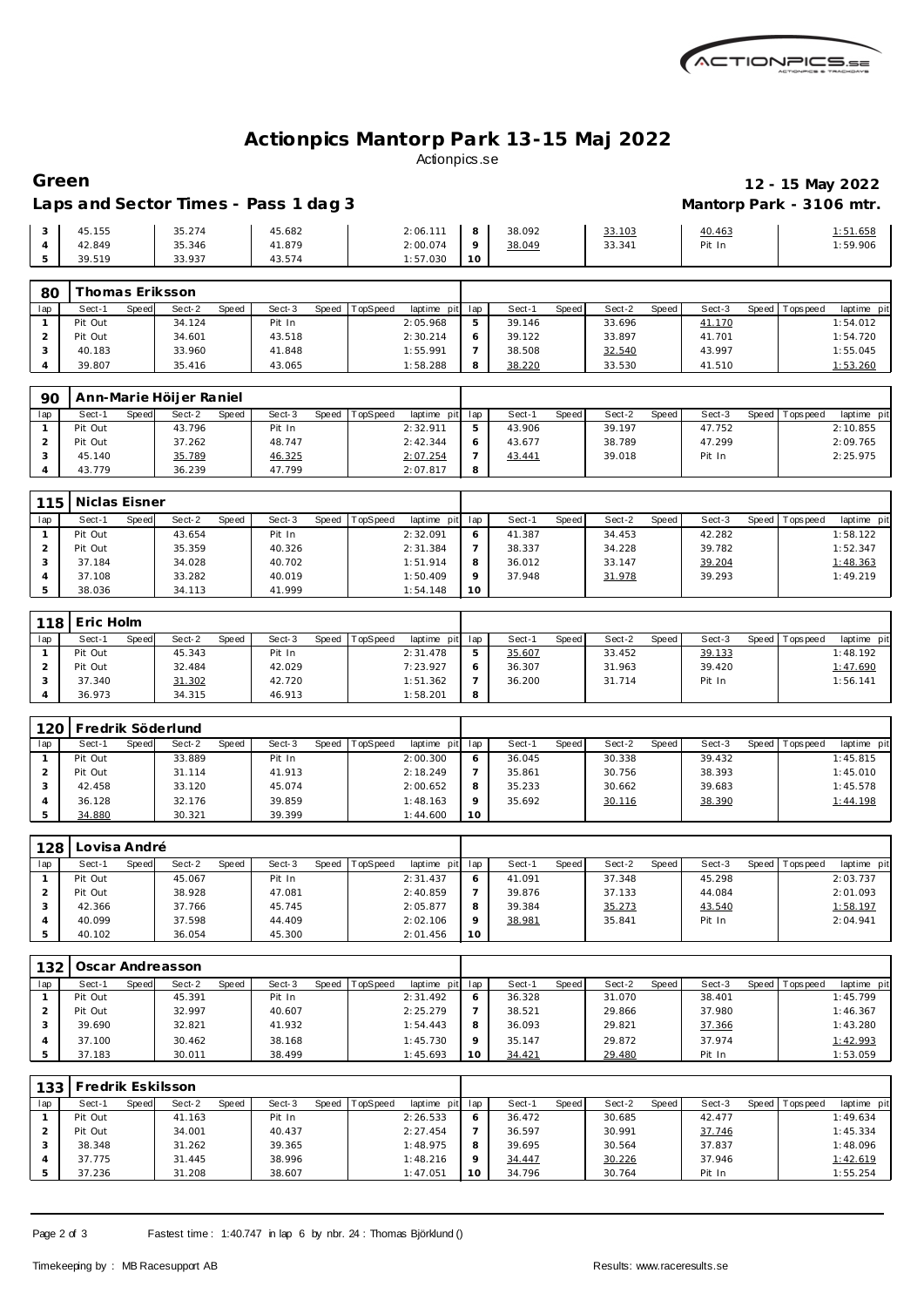# Actionpics Mantorp Park 13-15 Maj 2022

Actionpics.se

**Green** — **12 - 15 May 2022**

**Laps and Sector Times - Pass 1 dag 3** — **Mantorp Park - 3106 mtr.**

| lap | Sect-1 | Speed | Sect-2 | Speed | Sect-3 | Speed | TopSpeed | laptime pit | lap | Sect-1 | Speed | Sect-2 | Speed | Sect-3 | Speed | Topspeed | laptime pit |
|---|---|---|---|---|---|---|---|---|---|---|---|---|---|---|---|---|---|
| 3 | 45.155 | | 35.274 | | 45.682 | | | 2:06.111 | 8 | 38.092 | | 33.103 | | 40.463 | | | 1:51.658 |
| 4 | 42.849 | | 35.346 | | 41.879 | | | 2:00.074 | 9 | 38.049 | | 33.341 | | Pit In | | | 1:59.906 |
| 5 | 39.519 | | 33.937 | | 43.574 | | | 1:57.030 | 10 | | | | | | | | |

**80 Thomas Eriksson**

| lap | Sect-1 | Speed | Sect-2 | Speed | Sect-3 | Speed | TopSpeed | laptime pit | lap | Sect-1 | Speed | Sect-2 | Speed | Sect-3 | Speed | Topspeed | laptime pit |
|---|---|---|---|---|---|---|---|---|---|---|---|---|---|---|---|---|---|
| 1 | Pit Out | | 34.124 | | Pit In | | | 2:05.968 | 5 | 39.146 | | 33.696 | | 41.170 | | | 1:54.012 |
| 2 | Pit Out | | 34.601 | | 43.518 | | | 2:30.214 | 6 | 39.122 | | 33.897 | | 41.701 | | | 1:54.720 |
| 3 | 40.183 | | 33.960 | | 41.848 | | | 1:55.991 | 7 | 38.508 | | 32.540 | | 43.997 | | | 1:55.045 |
| 4 | 39.807 | | 35.416 | | 43.065 | | | 1:58.288 | 8 | 38.220 | | 33.530 | | 41.510 | | | 1:53.260 |

**90 Ann-Marie Höijer Raniel**

| lap | Sect-1 | Speed | Sect-2 | Speed | Sect-3 | Speed | TopSpeed | laptime pit | lap | Sect-1 | Speed | Sect-2 | Speed | Sect-3 | Speed | Topspeed | laptime pit |
|---|---|---|---|---|---|---|---|---|---|---|---|---|---|---|---|---|---|
| 1 | Pit Out | | 43.796 | | Pit In | | | 2:32.911 | 5 | 43.906 | | 39.197 | | 47.752 | | | 2:10.855 |
| 2 | Pit Out | | 37.262 | | 48.747 | | | 2:42.344 | 6 | 43.677 | | 38.789 | | 47.299 | | | 2:09.765 |
| 3 | 45.140 | | 35.789 | | 46.325 | | | 2:07.254 | 7 | 43.441 | | 39.018 | | Pit In | | | 2:25.975 |
| 4 | 43.779 | | 36.239 | | 47.799 | | | 2:07.817 | 8 | | | | | | | | |

**115 Niclas Eisner**

| lap | Sect-1 | Speed | Sect-2 | Speed | Sect-3 | Speed | TopSpeed | laptime pit | lap | Sect-1 | Speed | Sect-2 | Speed | Sect-3 | Speed | Topspeed | laptime pit |
|---|---|---|---|---|---|---|---|---|---|---|---|---|---|---|---|---|---|
| 1 | Pit Out | | 43.654 | | Pit In | | | 2:32.091 | 6 | 41.387 | | 34.453 | | 42.282 | | | 1:58.122 |
| 2 | Pit Out | | 35.359 | | 40.326 | | | 2:31.384 | 7 | 38.337 | | 34.228 | | 39.782 | | | 1:52.347 |
| 3 | 37.184 | | 34.028 | | 40.702 | | | 1:51.914 | 8 | 36.012 | | 33.147 | | 39.204 | | | 1:48.363 |
| 4 | 37.108 | | 33.282 | | 40.019 | | | 1:50.409 | 9 | 37.948 | | 31.978 | | 39.293 | | | 1:49.219 |
| 5 | 38.036 | | 34.113 | | 41.999 | | | 1:54.148 | 10 | | | | | | | | |

**118 Eric Holm**

| lap | Sect-1 | Speed | Sect-2 | Speed | Sect-3 | Speed | TopSpeed | laptime pit | lap | Sect-1 | Speed | Sect-2 | Speed | Sect-3 | Speed | Topspeed | laptime pit |
|---|---|---|---|---|---|---|---|---|---|---|---|---|---|---|---|---|---|
| 1 | Pit Out | | 45.343 | | Pit In | | | 2:31.478 | 5 | 35.607 | | 33.452 | | 39.133 | | | 1:48.192 |
| 2 | Pit Out | | 32.484 | | 42.029 | | | 7:23.927 | 6 | 36.307 | | 31.963 | | 39.420 | | | 1:47.690 |
| 3 | 37.340 | | 31.302 | | 42.720 | | | 1:51.362 | 7 | 36.200 | | 31.714 | | Pit In | | | 1:56.141 |
| 4 | 36.973 | | 34.315 | | 46.913 | | | 1:58.201 | 8 | | | | | | | | |

**120 Fredrik Söderlund**

| lap | Sect-1 | Speed | Sect-2 | Speed | Sect-3 | Speed | TopSpeed | laptime pit | lap | Sect-1 | Speed | Sect-2 | Speed | Sect-3 | Speed | Topspeed | laptime pit |
|---|---|---|---|---|---|---|---|---|---|---|---|---|---|---|---|---|---|
| 1 | Pit Out | | 33.889 | | Pit In | | | 2:00.300 | 6 | 36.045 | | 30.338 | | 39.432 | | | 1:45.815 |
| 2 | Pit Out | | 31.114 | | 41.913 | | | 2:18.249 | 7 | 35.861 | | 30.756 | | 38.393 | | | 1:45.010 |
| 3 | 42.458 | | 33.120 | | 45.074 | | | 2:00.652 | 8 | 35.233 | | 30.662 | | 39.683 | | | 1:45.578 |
| 4 | 36.128 | | 32.176 | | 39.859 | | | 1:48.163 | 9 | 35.692 | | 30.116 | | 38.390 | | | 1:44.198 |
| 5 | 34.880 | | 30.321 | | 39.399 | | | 1:44.600 | 10 | | | | | | | | |

**128 Lovisa André**

| lap | Sect-1 | Speed | Sect-2 | Speed | Sect-3 | Speed | TopSpeed | laptime pit | lap | Sect-1 | Speed | Sect-2 | Speed | Sect-3 | Speed | Topspeed | laptime pit |
|---|---|---|---|---|---|---|---|---|---|---|---|---|---|---|---|---|---|
| 1 | Pit Out | | 45.067 | | Pit In | | | 2:31.437 | 6 | 41.091 | | 37.348 | | 45.298 | | | 2:03.737 |
| 2 | Pit Out | | 38.928 | | 47.081 | | | 2:40.859 | 7 | 39.876 | | 37.133 | | 44.084 | | | 2:01.093 |
| 3 | 42.366 | | 37.766 | | 45.745 | | | 2:05.877 | 8 | 39.384 | | 35.273 | | 43.540 | | | 1:58.197 |
| 4 | 40.099 | | 37.598 | | 44.409 | | | 2:02.106 | 9 | 38.981 | | 35.841 | | Pit In | | | 2:04.941 |
| 5 | 40.102 | | 36.054 | | 45.300 | | | 2:01.456 | 10 | | | | | | | | |

**132 Oscar Andreasson**

| lap | Sect-1 | Speed | Sect-2 | Speed | Sect-3 | Speed | TopSpeed | laptime pit | lap | Sect-1 | Speed | Sect-2 | Speed | Sect-3 | Speed | Topspeed | laptime pit |
|---|---|---|---|---|---|---|---|---|---|---|---|---|---|---|---|---|---|
| 1 | Pit Out | | 45.391 | | Pit In | | | 2:31.492 | 6 | 36.328 | | 31.070 | | 38.401 | | | 1:45.799 |
| 2 | Pit Out | | 32.997 | | 40.607 | | | 2:25.279 | 7 | 38.521 | | 29.866 | | 37.980 | | | 1:46.367 |
| 3 | 39.690 | | 32.821 | | 41.932 | | | 1:54.443 | 8 | 36.093 | | 29.821 | | 37.366 | | | 1:43.280 |
| 4 | 37.100 | | 30.462 | | 38.168 | | | 1:45.730 | 9 | 35.147 | | 29.872 | | 37.974 | | | 1:42.993 |
| 5 | 37.183 | | 30.011 | | 38.499 | | | 1:45.693 | 10 | 34.421 | | 29.480 | | Pit In | | | 1:53.059 |

**133 Fredrik Eskilsson**

| lap | Sect-1 | Speed | Sect-2 | Speed | Sect-3 | Speed | TopSpeed | laptime pit | lap | Sect-1 | Speed | Sect-2 | Speed | Sect-3 | Speed | Topspeed | laptime pit |
|---|---|---|---|---|---|---|---|---|---|---|---|---|---|---|---|---|---|
| 1 | Pit Out | | 41.163 | | Pit In | | | 2:26.533 | 6 | 36.472 | | 30.685 | | 42.477 | | | 1:49.634 |
| 2 | Pit Out | | 34.001 | | 40.437 | | | 2:27.454 | 7 | 36.597 | | 30.991 | | 37.746 | | | 1:45.334 |
| 3 | 38.348 | | 31.262 | | 39.365 | | | 1:48.975 | 8 | 39.695 | | 30.564 | | 37.837 | | | 1:48.096 |
| 4 | 37.775 | | 31.445 | | 38.996 | | | 1:48.216 | 9 | 34.447 | | 30.226 | | 37.946 | | | 1:42.619 |
| 5 | 37.236 | | 31.208 | | 38.607 | | | 1:47.051 | 10 | 34.796 | | 30.764 | | Pit In | | | 1:55.254 |

Fastest time : 1:40.747 in lap 6 by nbr. 24 : Thomas Björklund ()

Timekeeping by : MB Racesupport AB — Results: www.raceresults.se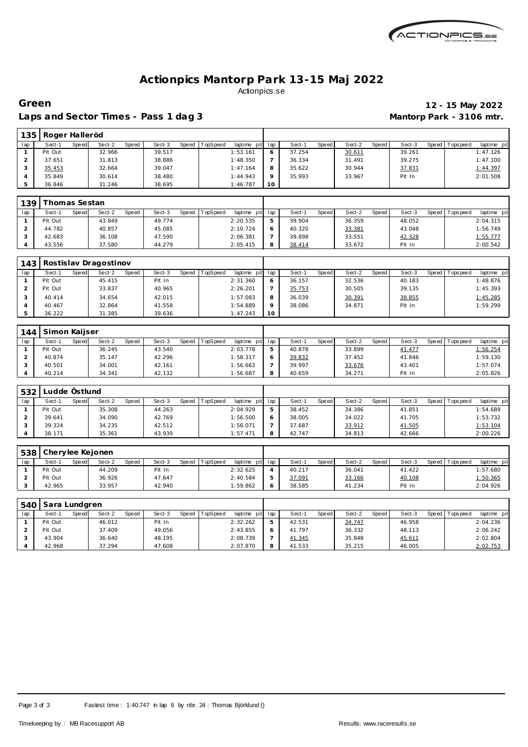# Actionpics Mantorp Park 13-15 Maj 2022

Actionpics.se

**Green** **12 - 15 May 2022**

**Laps and Sector Times - Pass 1 dag 3** **Mantorp Park - 3106 mtr.**

| 135 | Roger Halleröd | | | | | | | | | | | | | | | | | |
|---|---|---|---|---|---|---|---|---|---|---|---|---|---|---|---|---|---|---|
| lap | Sect-1 | Speed | Sect-2 | Speed | Sect-3 | Speed | TopSpeed | laptime pit | lap | Sect-1 | Speed | Sect-2 | Speed | Sect-3 | Speed | Topspeed | laptime pit |
| 1 | Pit Out | | 32.966 | | 39.517 | | | 1:53.161 | 6 | 37.254 | | 30.611 | | 39.261 | | | 1:47.126 |
| 2 | 37.651 | | 31.813 | | 38.886 | | | 1:48.350 | 7 | 36.334 | | 31.491 | | 39.275 | | | 1:47.100 |
| 3 | 35.453 | | 32.664 | | 39.047 | | | 1:47.164 | 8 | 35.622 | | 30.944 | | 37.831 | | | 1:44.397 |
| 4 | 35.849 | | 30.614 | | 38.480 | | | 1:44.943 | 9 | 35.993 | | 33.967 | | Pit In | | | 2:01.508 |
| 5 | 36.846 | | 31.246 | | 38.695 | | | 1:46.787 | 10 | | | | | | | | |

| 139 | Thomas Sestan | | | | | | | | | | | | | | | | |
|---|---|---|---|---|---|---|---|---|---|---|---|---|---|---|---|---|---|
| lap | Sect-1 | Speed | Sect-2 | Speed | Sect-3 | Speed | TopSpeed | laptime pit | lap | Sect-1 | Speed | Sect-2 | Speed | Sect-3 | Speed | Topspeed | laptime pit |
| 1 | Pit Out | | 43.849 | | 49.774 | | | 2:20.535 | 5 | 39.904 | | 36.359 | | 48.052 | | | 2:04.315 |
| 2 | 44.782 | | 40.857 | | 45.085 | | | 2:10.724 | 6 | 40.320 | | 33.381 | | 43.048 | | | 1:56.749 |
| 3 | 42.683 | | 36.108 | | 47.590 | | | 2:06.381 | 7 | 39.898 | | 33.551 | | 42.328 | | | 1:55.777 |
| 4 | 43.556 | | 37.580 | | 44.279 | | | 2:05.415 | 8 | 38.414 | | 33.672 | | Pit In | | | 2:00.542 |

| 143 | Rostislav Dragostinov | | | | | | | | | | | | | | | | |
|---|---|---|---|---|---|---|---|---|---|---|---|---|---|---|---|---|---|
| lap | Sect-1 | Speed | Sect-2 | Speed | Sect-3 | Speed | TopSpeed | laptime pit | lap | Sect-1 | Speed | Sect-2 | Speed | Sect-3 | Speed | Topspeed | laptime pit |
| 1 | Pit Out | | 45.415 | | Pit In | | | 2:31.360 | 6 | 36.157 | | 32.536 | | 40.183 | | | 1:48.876 |
| 2 | Pit Out | | 33.837 | | 40.965 | | | 2:26.201 | 7 | 35.753 | | 30.505 | | 39.135 | | | 1:45.393 |
| 3 | 40.414 | | 34.654 | | 42.015 | | | 1:57.083 | 8 | 36.039 | | 30.391 | | 38.855 | | | 1:45.285 |
| 4 | 40.467 | | 32.864 | | 41.558 | | | 1:54.889 | 9 | 38.086 | | 34.871 | | Pit In | | | 1:59.299 |
| 5 | 36.222 | | 31.385 | | 39.636 | | | 1:47.243 | 10 | | | | | | | | |

| 144 | Simon Kaijser | | | | | | | | | | | | | | | | |
|---|---|---|---|---|---|---|---|---|---|---|---|---|---|---|---|---|---|
| lap | Sect-1 | Speed | Sect-2 | Speed | Sect-3 | Speed | TopSpeed | laptime pit | lap | Sect-1 | Speed | Sect-2 | Speed | Sect-3 | Speed | Topspeed | laptime pit |
| 1 | Pit Out | | 36.245 | | 43.540 | | | 2:03.778 | 5 | 40.878 | | 33.899 | | 41.477 | | | 1:56.254 |
| 2 | 40.874 | | 35.147 | | 42.296 | | | 1:58.317 | 6 | 39.832 | | 37.452 | | 41.846 | | | 1:59.130 |
| 3 | 40.501 | | 34.001 | | 42.161 | | | 1:56.663 | 7 | 39.997 | | 33.676 | | 43.401 | | | 1:57.074 |
| 4 | 40.214 | | 34.341 | | 42.132 | | | 1:56.687 | 8 | 40.659 | | 34.271 | | Pit In | | | 2:05.826 |

| 532 | Ludde Östlund | | | | | | | | | | | | | | | | |
|---|---|---|---|---|---|---|---|---|---|---|---|---|---|---|---|---|---|
| lap | Sect-1 | Speed | Sect-2 | Speed | Sect-3 | Speed | TopSpeed | laptime pit | lap | Sect-1 | Speed | Sect-2 | Speed | Sect-3 | Speed | Topspeed | laptime pit |
| 1 | Pit Out | | 35.308 | | 44.263 | | | 2:04.929 | 5 | 38.452 | | 34.386 | | 41.851 | | | 1:54.689 |
| 2 | 39.641 | | 34.090 | | 42.769 | | | 1:56.500 | 6 | 38.005 | | 34.022 | | 41.705 | | | 1:53.732 |
| 3 | 39.324 | | 34.235 | | 42.512 | | | 1:56.071 | 7 | 37.687 | | 33.912 | | 41.505 | | | 1:53.104 |
| 4 | 38.171 | | 35.361 | | 43.939 | | | 1:57.471 | 8 | 42.747 | | 34.813 | | 42.666 | | | 2:00.226 |

| 538 | Cherylee Kejonen | | | | | | | | | | | | | | | | |
|---|---|---|---|---|---|---|---|---|---|---|---|---|---|---|---|---|---|
| lap | Sect-1 | Speed | Sect-2 | Speed | Sect-3 | Speed | TopSpeed | laptime pit | lap | Sect-1 | Speed | Sect-2 | Speed | Sect-3 | Speed | Topspeed | laptime pit |
| 1 | Pit Out | | 44.209 | | Pit In | | | 2:32.625 | 4 | 40.217 | | 36.041 | | 41.422 | | | 1:57.680 |
| 2 | Pit Out | | 36.926 | | 47.647 | | | 2:40.584 | 5 | 37.091 | | 33.166 | | 40.108 | | | 1:50.365 |
| 3 | 42.965 | | 33.957 | | 42.940 | | | 1:59.862 | 6 | 38.585 | | 41.234 | | Pit In | | | 2:04.926 |

| 540 | Sara Lundgren | | | | | | | | | | | | | | | | |
|---|---|---|---|---|---|---|---|---|---|---|---|---|---|---|---|---|---|
| lap | Sect-1 | Speed | Sect-2 | Speed | Sect-3 | Speed | TopSpeed | laptime pit | lap | Sect-1 | Speed | Sect-2 | Speed | Sect-3 | Speed | Topspeed | laptime pit |
| 1 | Pit Out | | 46.012 | | Pit In | | | 2:32.262 | 5 | 42.531 | | 34.747 | | 46.958 | | | 2:04.236 |
| 2 | Pit Out | | 37.409 | | 49.056 | | | 2:43.855 | 6 | 41.797 | | 36.332 | | 48.113 | | | 2:06.242 |
| 3 | 43.904 | | 36.640 | | 48.195 | | | 2:08.739 | 7 | 41.345 | | 35.848 | | 45.611 | | | 2:02.804 |
| 4 | 42.968 | | 37.294 | | 47.608 | | | 2:07.870 | 8 | 41.533 | | 35.215 | | 46.005 | | | 2:02.753 |

Fastest time : 1:40.747 in lap 6 by nbr. 24 : Thomas Björklund ()

Timekeeping by : MB Racesupport AB

Results: www.raceresults.se